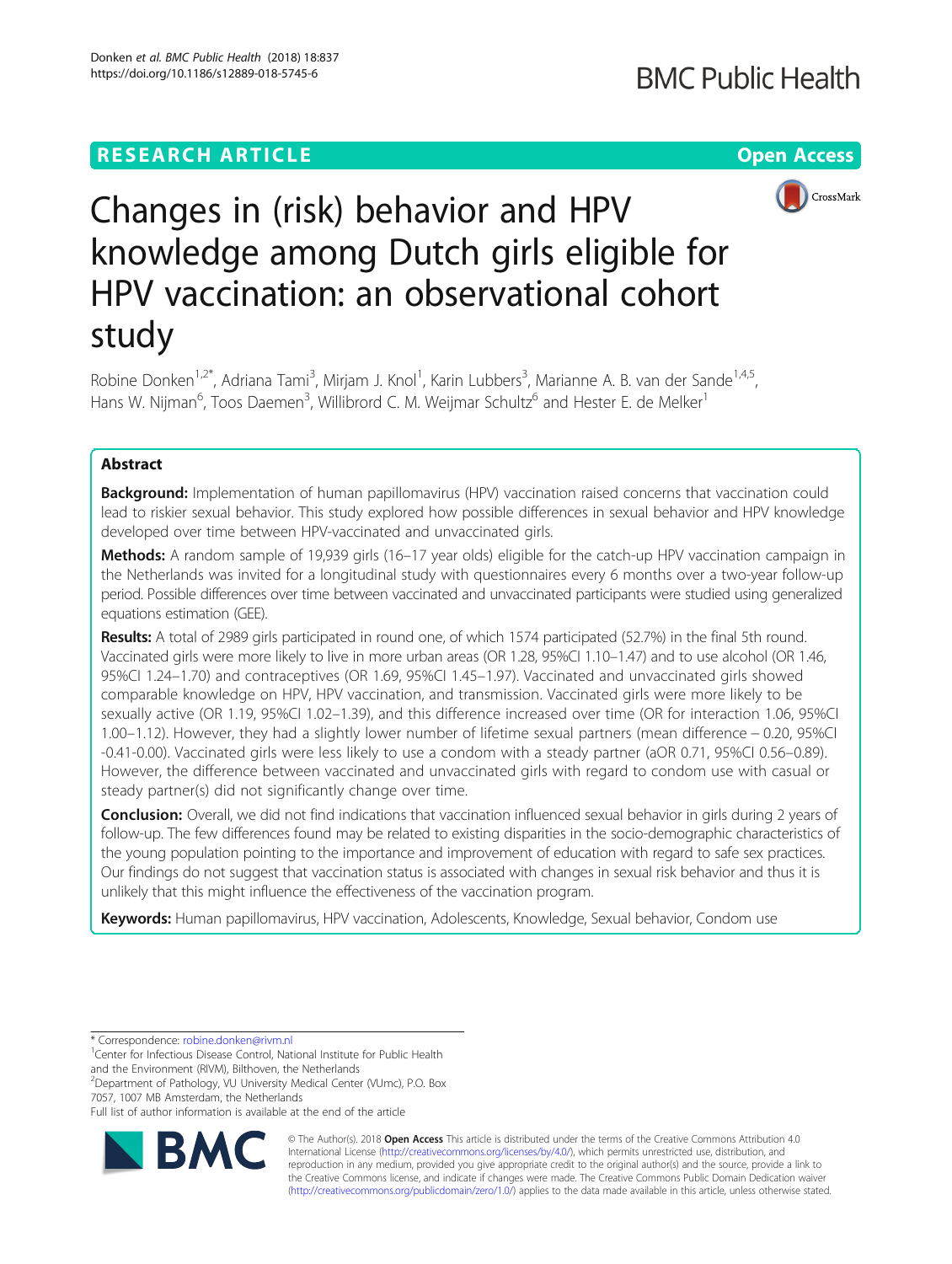RESEARCH ARTICLE

Open Access

# Changes in (risk) behavior and HPV knowledge among Dutch girls eligible for HPV vaccination: an observational cohort study

Robine Donken[1,2*], Adriana Tami[3], Mirjam J. Knol[1], Karin Lubbers[3], Marianne A. B. van der Sande[1,4,5], Hans W. Nijman[6], Toos Daemen[3], Willibrord C. M. Weijmar Schultz[6] and Hester E. de Melker[1]

## Abstract

**Background:** Implementation of human papillomavirus (HPV) vaccination raised concerns that vaccination could lead to riskier sexual behavior. This study explored how possible differences in sexual behavior and HPV knowledge developed over time between HPV-vaccinated and unvaccinated girls.

**Methods:** A random sample of 19,939 girls (16–17 year olds) eligible for the catch-up HPV vaccination campaign in the Netherlands was invited for a longitudinal study with questionnaires every 6 months over a two-year follow-up period. Possible differences over time between vaccinated and unvaccinated participants were studied using generalized equations estimation (GEE).

**Results:** A total of 2989 girls participated in round one, of which 1574 participated (52.7%) in the final 5th round. Vaccinated girls were more likely to live in more urban areas (OR 1.28, 95%CI 1.10–1.47) and to use alcohol (OR 1.46, 95%CI 1.24–1.70) and contraceptives (OR 1.69, 95%CI 1.45–1.97). Vaccinated and unvaccinated girls showed comparable knowledge on HPV, HPV vaccination, and transmission. Vaccinated girls were more likely to be sexually active (OR 1.19, 95%CI 1.02–1.39), and this difference increased over time (OR for interaction 1.06, 95%CI 1.00–1.12). However, they had a slightly lower number of lifetime sexual partners (mean difference − 0.20, 95%CI -0.41-0.00). Vaccinated girls were less likely to use a condom with a steady partner (aOR 0.71, 95%CI 0.56–0.89). However, the difference between vaccinated and unvaccinated girls with regard to condom use with casual or steady partner(s) did not significantly change over time.

**Conclusion:** Overall, we did not find indications that vaccination influenced sexual behavior in girls during 2 years of follow-up. The few differences found may be related to existing disparities in the socio-demographic characteristics of the young population pointing to the importance and improvement of education with regard to safe sex practices. Our findings do not suggest that vaccination status is associated with changes in sexual risk behavior and thus it is unlikely that this might influence the effectiveness of the vaccination program.

**Keywords:** Human papillomavirus, HPV vaccination, Adolescents, Knowledge, Sexual behavior, Condom use

\* Correspondence: robine.donken@rivm.nl
[1]Center for Infectious Disease Control, National Institute for Public Health and the Environment (RIVM), Bilthoven, the Netherlands
[2]Department of Pathology, VU University Medical Center (VUmc), P.O. Box 7057, 1007 MB Amsterdam, the Netherlands
Full list of author information is available at the end of the article

© The Author(s). 2018 **Open Access** This article is distributed under the terms of the Creative Commons Attribution 4.0 International License (http://creativecommons.org/licenses/by/4.0/), which permits unrestricted use, distribution, and reproduction in any medium, provided you give appropriate credit to the original author(s) and the source, provide a link to the Creative Commons license, and indicate if changes were made. The Creative Commons Public Domain Dedication waiver (http://creativecommons.org/publicdomain/zero/1.0/) applies to the data made available in this article, unless otherwise stated.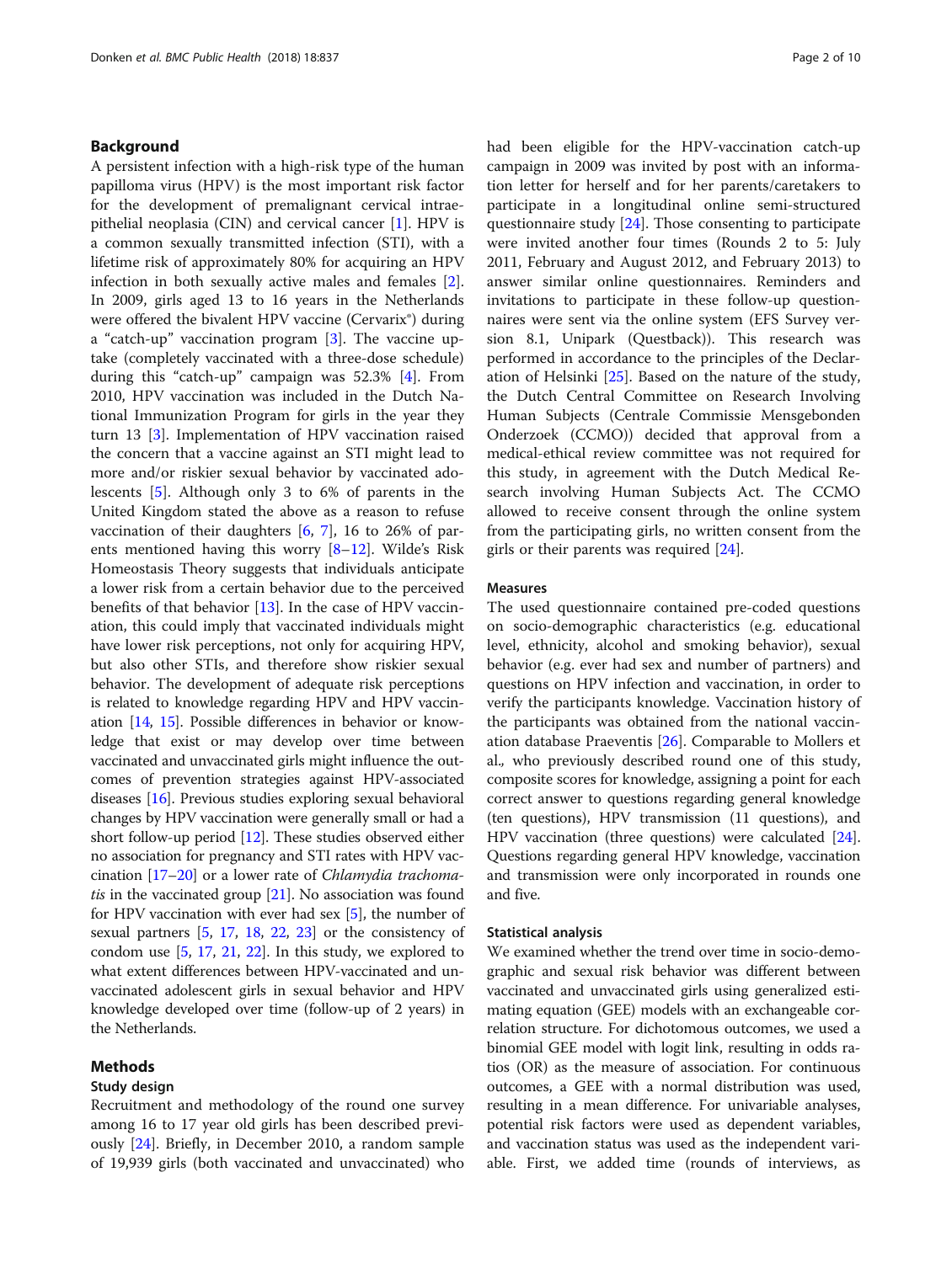## Background

A persistent infection with a high-risk type of the human papilloma virus (HPV) is the most important risk factor for the development of premalignant cervical intraepithelial neoplasia (CIN) and cervical cancer [1]. HPV is a common sexually transmitted infection (STI), with a lifetime risk of approximately 80% for acquiring an HPV infection in both sexually active males and females [2]. In 2009, girls aged 13 to 16 years in the Netherlands were offered the bivalent HPV vaccine (Cervarix®) during a "catch-up" vaccination program [3]. The vaccine uptake (completely vaccinated with a three-dose schedule) during this "catch-up" campaign was 52.3% [4]. From 2010, HPV vaccination was included in the Dutch National Immunization Program for girls in the year they turn 13 [3]. Implementation of HPV vaccination raised the concern that a vaccine against an STI might lead to more and/or riskier sexual behavior by vaccinated adolescents [5]. Although only 3 to 6% of parents in the United Kingdom stated the above as a reason to refuse vaccination of their daughters [6, 7], 16 to 26% of parents mentioned having this worry [8–12]. Wilde's Risk Homeostasis Theory suggests that individuals anticipate a lower risk from a certain behavior due to the perceived benefits of that behavior [13]. In the case of HPV vaccination, this could imply that vaccinated individuals might have lower risk perceptions, not only for acquiring HPV, but also other STIs, and therefore show riskier sexual behavior. The development of adequate risk perceptions is related to knowledge regarding HPV and HPV vaccination [14, 15]. Possible differences in behavior or knowledge that exist or may develop over time between vaccinated and unvaccinated girls might influence the outcomes of prevention strategies against HPV-associated diseases [16]. Previous studies exploring sexual behavioral changes by HPV vaccination were generally small or had a short follow-up period [12]. These studies observed either no association for pregnancy and STI rates with HPV vaccination [17–20] or a lower rate of *Chlamydia trachomatis* in the vaccinated group [21]. No association was found for HPV vaccination with ever had sex [5], the number of sexual partners [5, 17, 18, 22, 23] or the consistency of condom use [5, 17, 21, 22]. In this study, we explored to what extent differences between HPV-vaccinated and unvaccinated adolescent girls in sexual behavior and HPV knowledge developed over time (follow-up of 2 years) in the Netherlands.

## Methods

### Study design

Recruitment and methodology of the round one survey among 16 to 17 year old girls has been described previously [24]. Briefly, in December 2010, a random sample of 19,939 girls (both vaccinated and unvaccinated) who had been eligible for the HPV-vaccination catch-up campaign in 2009 was invited by post with an information letter for herself and for her parents/caretakers to participate in a longitudinal online semi-structured questionnaire study [24]. Those consenting to participate were invited another four times (Rounds 2 to 5: July 2011, February and August 2012, and February 2013) to answer similar online questionnaires. Reminders and invitations to participate in these follow-up questionnaires were sent via the online system (EFS Survey version 8.1, Unipark (Questback)). This research was performed in accordance to the principles of the Declaration of Helsinki [25]. Based on the nature of the study, the Dutch Central Committee on Research Involving Human Subjects (Centrale Commissie Mensgebonden Onderzoek (CCMO)) decided that approval from a medical-ethical review committee was not required for this study, in agreement with the Dutch Medical Research involving Human Subjects Act. The CCMO allowed to receive consent through the online system from the participating girls, no written consent from the girls or their parents was required [24].

### Measures

The used questionnaire contained pre-coded questions on socio-demographic characteristics (e.g. educational level, ethnicity, alcohol and smoking behavior), sexual behavior (e.g. ever had sex and number of partners) and questions on HPV infection and vaccination, in order to verify the participants knowledge. Vaccination history of the participants was obtained from the national vaccination database Praeventis [26]. Comparable to Mollers et al., who previously described round one of this study, composite scores for knowledge, assigning a point for each correct answer to questions regarding general knowledge (ten questions), HPV transmission (11 questions), and HPV vaccination (three questions) were calculated [24]. Questions regarding general HPV knowledge, vaccination and transmission were only incorporated in rounds one and five.

### Statistical analysis

We examined whether the trend over time in socio-demographic and sexual risk behavior was different between vaccinated and unvaccinated girls using generalized estimating equation (GEE) models with an exchangeable correlation structure. For dichotomous outcomes, we used a binomial GEE model with logit link, resulting in odds ratios (OR) as the measure of association. For continuous outcomes, a GEE with a normal distribution was used, resulting in a mean difference. For univariable analyses, potential risk factors were used as dependent variables, and vaccination status was used as the independent variable. First, we added time (rounds of interviews, as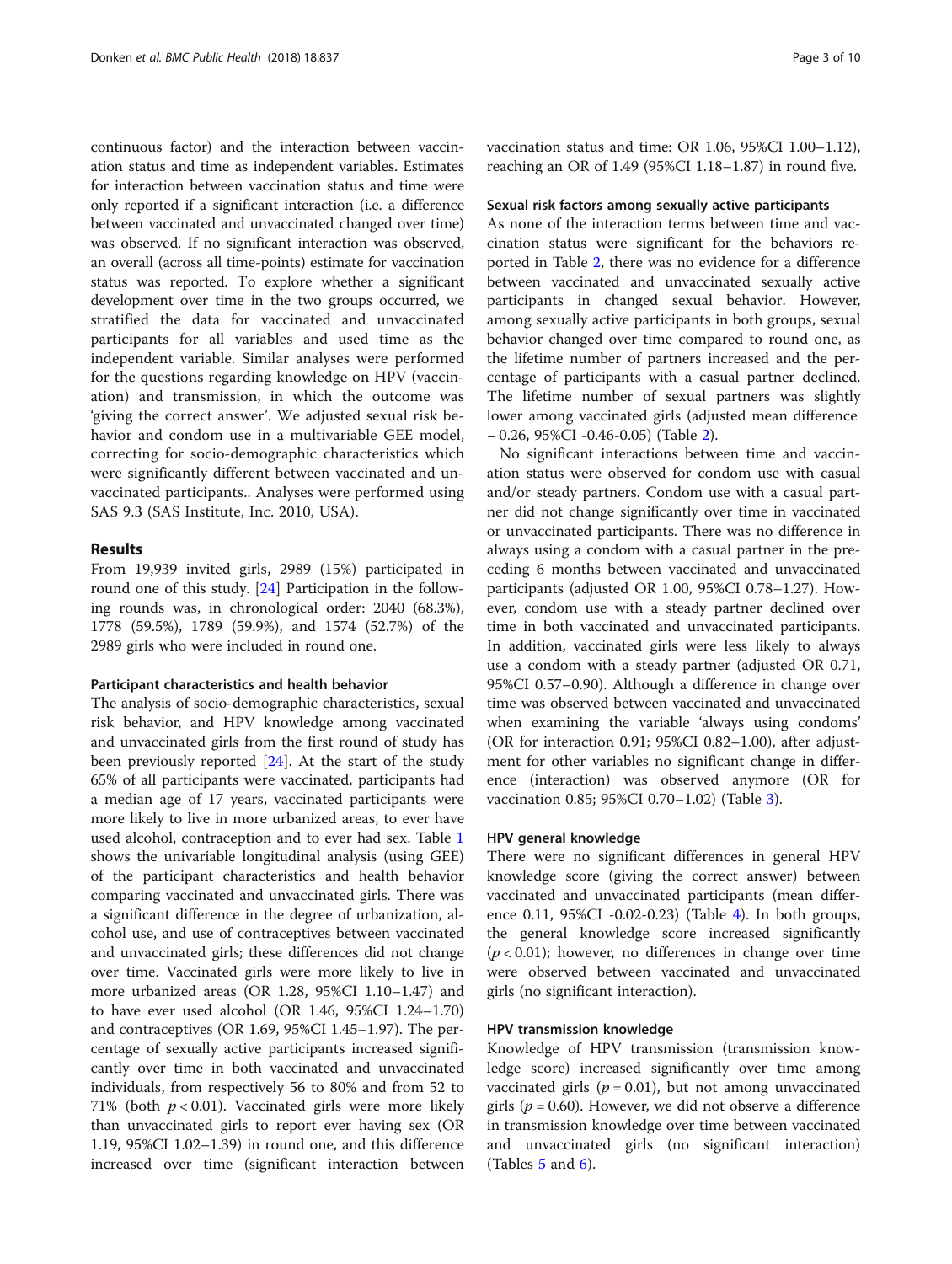continuous factor) and the interaction between vaccination status and time as independent variables. Estimates for interaction between vaccination status and time were only reported if a significant interaction (i.e. a difference between vaccinated and unvaccinated changed over time) was observed. If no significant interaction was observed, an overall (across all time-points) estimate for vaccination status was reported. To explore whether a significant development over time in the two groups occurred, we stratified the data for vaccinated and unvaccinated participants for all variables and used time as the independent variable. Similar analyses were performed for the questions regarding knowledge on HPV (vaccination) and transmission, in which the outcome was 'giving the correct answer'. We adjusted sexual risk behavior and condom use in a multivariable GEE model, correcting for socio-demographic characteristics which were significantly different between vaccinated and unvaccinated participants.. Analyses were performed using SAS 9.3 (SAS Institute, Inc. 2010, USA).

## Results

From 19,939 invited girls, 2989 (15%) participated in round one of this study. [24] Participation in the following rounds was, in chronological order: 2040 (68.3%), 1778 (59.5%), 1789 (59.9%), and 1574 (52.7%) of the 2989 girls who were included in round one.

### Participant characteristics and health behavior

The analysis of socio-demographic characteristics, sexual risk behavior, and HPV knowledge among vaccinated and unvaccinated girls from the first round of study has been previously reported [24]. At the start of the study 65% of all participants were vaccinated, participants had a median age of 17 years, vaccinated participants were more likely to live in more urbanized areas, to ever have used alcohol, contraception and to ever had sex. Table 1 shows the univariable longitudinal analysis (using GEE) of the participant characteristics and health behavior comparing vaccinated and unvaccinated girls. There was a significant difference in the degree of urbanization, alcohol use, and use of contraceptives between vaccinated and unvaccinated girls; these differences did not change over time. Vaccinated girls were more likely to live in more urbanized areas (OR 1.28, 95%CI 1.10–1.47) and to have ever used alcohol (OR 1.46, 95%CI 1.24–1.70) and contraceptives (OR 1.69, 95%CI 1.45–1.97). The percentage of sexually active participants increased significantly over time in both vaccinated and unvaccinated individuals, from respectively 56 to 80% and from 52 to 71% (both $p < 0.01$). Vaccinated girls were more likely than unvaccinated girls to report ever having sex (OR 1.19, 95%CI 1.02–1.39) in round one, and this difference increased over time (significant interaction between vaccination status and time: OR 1.06, 95%CI 1.00–1.12), reaching an OR of 1.49 (95%CI 1.18–1.87) in round five.

### Sexual risk factors among sexually active participants

As none of the interaction terms between time and vaccination status were significant for the behaviors reported in Table 2, there was no evidence for a difference between vaccinated and unvaccinated sexually active participants in changed sexual behavior. However, among sexually active participants in both groups, sexual behavior changed over time compared to round one, as the lifetime number of partners increased and the percentage of participants with a casual partner declined. The lifetime number of sexual partners was slightly lower among vaccinated girls (adjusted mean difference − 0.26, 95%CI -0.46-0.05) (Table 2).

No significant interactions between time and vaccination status were observed for condom use with casual and/or steady partners. Condom use with a casual partner did not change significantly over time in vaccinated or unvaccinated participants. There was no difference in always using a condom with a casual partner in the preceding 6 months between vaccinated and unvaccinated participants (adjusted OR 1.00, 95%CI 0.78–1.27). However, condom use with a steady partner declined over time in both vaccinated and unvaccinated participants. In addition, vaccinated girls were less likely to always use a condom with a steady partner (adjusted OR 0.71, 95%CI 0.57–0.90). Although a difference in change over time was observed between vaccinated and unvaccinated when examining the variable 'always using condoms' (OR for interaction 0.91; 95%CI 0.82–1.00), after adjustment for other variables no significant change in difference (interaction) was observed anymore (OR for vaccination 0.85; 95%CI 0.70–1.02) (Table 3).

### HPV general knowledge

There were no significant differences in general HPV knowledge score (giving the correct answer) between vaccinated and unvaccinated participants (mean difference 0.11, 95%CI -0.02-0.23) (Table 4). In both groups, the general knowledge score increased significantly ($p < 0.01$); however, no differences in change over time were observed between vaccinated and unvaccinated girls (no significant interaction).

### HPV transmission knowledge

Knowledge of HPV transmission (transmission knowledge score) increased significantly over time among vaccinated girls ($p = 0.01$), but not among unvaccinated girls ($p = 0.60$). However, we did not observe a difference in transmission knowledge over time between vaccinated and unvaccinated girls (no significant interaction) (Tables 5 and 6).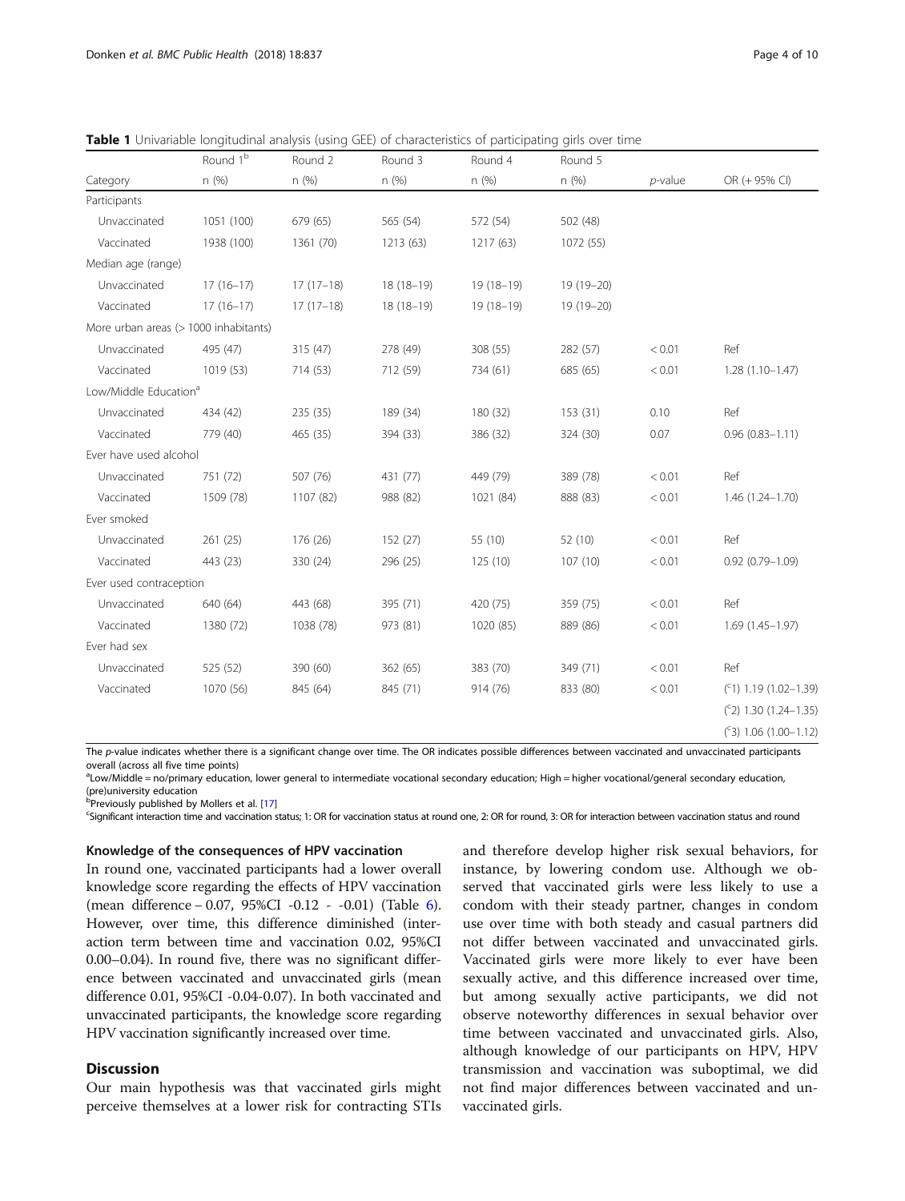**Table 1** Univariable longitudinal analysis (using GEE) of characteristics of participating girls over time

| Category | Round 1[b] n (%) | Round 2 n (%) | Round 3 n (%) | Round 4 n (%) | Round 5 n (%) | *p*-value | OR (+ 95% CI) |
|---|---|---|---|---|---|---|---|
| Participants | | | | | | | |
| Unvaccinated | 1051 (100) | 679 (65) | 565 (54) | 572 (54) | 502 (48) | | |
| Vaccinated | 1938 (100) | 1361 (70) | 1213 (63) | 1217 (63) | 1072 (55) | | |
| Median age (range) | | | | | | | |
| Unvaccinated | 17 (16–17) | 17 (17–18) | 18 (18–19) | 19 (18–19) | 19 (19–20) | | |
| Vaccinated | 17 (16–17) | 17 (17–18) | 18 (18–19) | 19 (18–19) | 19 (19–20) | | |
| More urban areas (> 1000 inhabitants) | | | | | | | |
| Unvaccinated | 495 (47) | 315 (47) | 278 (49) | 308 (55) | 282 (57) | < 0.01 | Ref |
| Vaccinated | 1019 (53) | 714 (53) | 712 (59) | 734 (61) | 685 (65) | < 0.01 | 1.28 (1.10–1.47) |
| Low/Middle Education[a] | | | | | | | |
| Unvaccinated | 434 (42) | 235 (35) | 189 (34) | 180 (32) | 153 (31) | 0.10 | Ref |
| Vaccinated | 779 (40) | 465 (35) | 394 (33) | 386 (32) | 324 (30) | 0.07 | 0.96 (0.83–1.11) |
| Ever have used alcohol | | | | | | | |
| Unvaccinated | 751 (72) | 507 (76) | 431 (77) | 449 (79) | 389 (78) | < 0.01 | Ref |
| Vaccinated | 1509 (78) | 1107 (82) | 988 (82) | 1021 (84) | 888 (83) | < 0.01 | 1.46 (1.24–1.70) |
| Ever smoked | | | | | | | |
| Unvaccinated | 261 (25) | 176 (26) | 152 (27) | 55 (10) | 52 (10) | < 0.01 | Ref |
| Vaccinated | 443 (23) | 330 (24) | 296 (25) | 125 (10) | 107 (10) | < 0.01 | 0.92 (0.79–1.09) |
| Ever used contraception | | | | | | | |
| Unvaccinated | 640 (64) | 443 (68) | 395 (71) | 420 (75) | 359 (75) | < 0.01 | Ref |
| Vaccinated | 1380 (72) | 1038 (78) | 973 (81) | 1020 (85) | 889 (86) | < 0.01 | 1.69 (1.45–1.97) |
| Ever had sex | | | | | | | |
| Unvaccinated | 525 (52) | 390 (60) | 362 (65) | 383 (70) | 349 (71) | < 0.01 | Ref |
| Vaccinated | 1070 (56) | 845 (64) | 845 (71) | 914 (76) | 833 (80) | < 0.01 | ([c]1) 1.19 (1.02–1.39) |
| | | | | | | | ([c]2) 1.30 (1.24–1.35) |
| | | | | | | | ([c]3) 1.06 (1.00–1.12) |

The *p*-value indicates whether there is a significant change over time. The OR indicates possible differences between vaccinated and unvaccinated participants overall (across all five time points)

[a]Low/Middle = no/primary education, lower general to intermediate vocational secondary education; High = higher vocational/general secondary education, (pre)university education

[b]Previously published by Mollers et al. [17]

[c]Significant interaction time and vaccination status; 1: OR for vaccination status at round one, 2: OR for round, 3: OR for interaction between vaccination status and round

### Knowledge of the consequences of HPV vaccination

In round one, vaccinated participants had a lower overall knowledge score regarding the effects of HPV vaccination (mean difference − 0.07, 95%CI -0.12 - -0.01) (Table 6). However, over time, this difference diminished (interaction term between time and vaccination 0.02, 95%CI 0.00–0.04). In round five, there was no significant difference between vaccinated and unvaccinated girls (mean difference 0.01, 95%CI -0.04-0.07). In both vaccinated and unvaccinated participants, the knowledge score regarding HPV vaccination significantly increased over time.

## Discussion

Our main hypothesis was that vaccinated girls might perceive themselves at a lower risk for contracting STIs and therefore develop higher risk sexual behaviors, for instance, by lowering condom use. Although we observed that vaccinated girls were less likely to use a condom with their steady partner, changes in condom use over time with both steady and casual partners did not differ between vaccinated and unvaccinated girls. Vaccinated girls were more likely to ever have been sexually active, and this difference increased over time, but among sexually active participants, we did not observe noteworthy differences in sexual behavior over time between vaccinated and unvaccinated girls. Also, although knowledge of our participants on HPV, HPV transmission and vaccination was suboptimal, we did not find major differences between vaccinated and unvaccinated girls.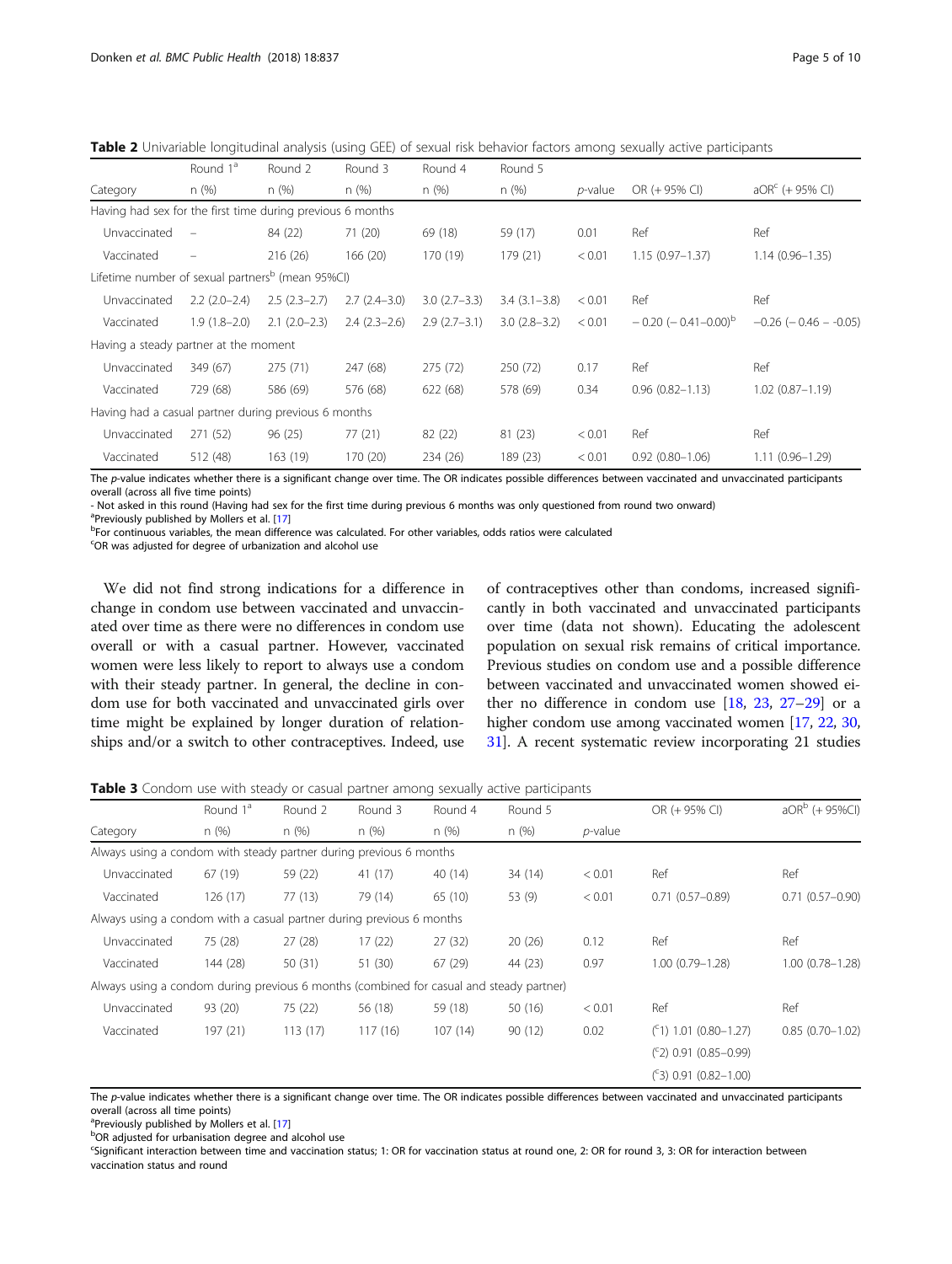**Table 2** Univariable longitudinal analysis (using GEE) of sexual risk behavior factors among sexually active participants

| Category | Round 1[a] n (%) | Round 2 n (%) | Round 3 n (%) | Round 4 n (%) | Round 5 n (%) | *p*-value | OR (+ 95% CI) | aOR[c] (+ 95% CI) |
|---|---|---|---|---|---|---|---|---|
| Having had sex for the first time during previous 6 months | | | | | | | | |
| Unvaccinated | – | 84 (22) | 71 (20) | 69 (18) | 59 (17) | 0.01 | Ref | Ref |
| Vaccinated | – | 216 (26) | 166 (20) | 170 (19) | 179 (21) | < 0.01 | 1.15 (0.97–1.37) | 1.14 (0.96–1.35) |
| Lifetime number of sexual partners[b] (mean 95%CI) | | | | | | | | |
| Unvaccinated | 2.2 (2.0–2.4) | 2.5 (2.3–2.7) | 2.7 (2.4–3.0) | 3.0 (2.7–3.3) | 3.4 (3.1–3.8) | < 0.01 | Ref | Ref |
| Vaccinated | 1.9 (1.8–2.0) | 2.1 (2.0–2.3) | 2.4 (2.3–2.6) | 2.9 (2.7–3.1) | 3.0 (2.8–3.2) | < 0.01 | − 0.20 (− 0.41–0.00)[b] | −0.26 (− 0.46 – -0.05) |
| Having a steady partner at the moment | | | | | | | | |
| Unvaccinated | 349 (67) | 275 (71) | 247 (68) | 275 (72) | 250 (72) | 0.17 | Ref | Ref |
| Vaccinated | 729 (68) | 586 (69) | 576 (68) | 622 (68) | 578 (69) | 0.34 | 0.96 (0.82–1.13) | 1.02 (0.87–1.19) |
| Having had a casual partner during previous 6 months | | | | | | | | |
| Unvaccinated | 271 (52) | 96 (25) | 77 (21) | 82 (22) | 81 (23) | < 0.01 | Ref | Ref |
| Vaccinated | 512 (48) | 163 (19) | 170 (20) | 234 (26) | 189 (23) | < 0.01 | 0.92 (0.80–1.06) | 1.11 (0.96–1.29) |

The *p*-value indicates whether there is a significant change over time. The OR indicates possible differences between vaccinated and unvaccinated participants overall (across all five time points)

- Not asked in this round (Having had sex for the first time during previous 6 months was only questioned from round two onward)

[a]Previously published by Mollers et al. [17]

[b]For continuous variables, the mean difference was calculated. For other variables, odds ratios were calculated

[c]OR was adjusted for degree of urbanization and alcohol use

We did not find strong indications for a difference in change in condom use between vaccinated and unvaccinated over time as there were no differences in condom use overall or with a casual partner. However, vaccinated women were less likely to report to always use a condom with their steady partner. In general, the decline in condom use for both vaccinated and unvaccinated girls over time might be explained by longer duration of relationships and/or a switch to other contraceptives. Indeed, use of contraceptives other than condoms, increased significantly in both vaccinated and unvaccinated participants over time (data not shown). Educating the adolescent population on sexual risk remains of critical importance. Previous studies on condom use and a possible difference between vaccinated and unvaccinated women showed either no difference in condom use [18, 23, 27–29] or a higher condom use among vaccinated women [17, 22, 30, 31]. A recent systematic review incorporating 21 studies

**Table 3** Condom use with steady or casual partner among sexually active participants

| Category | Round 1[a] n (%) | Round 2 n (%) | Round 3 n (%) | Round 4 n (%) | Round 5 n (%) | *p*-value | OR (+ 95% CI) | aOR[b] (+ 95%CI) |
|---|---|---|---|---|---|---|---|---|
| Always using a condom with steady partner during previous 6 months | | | | | | | | |
| Unvaccinated | 67 (19) | 59 (22) | 41 (17) | 40 (14) | 34 (14) | < 0.01 | Ref | Ref |
| Vaccinated | 126 (17) | 77 (13) | 79 (14) | 65 (10) | 53 (9) | < 0.01 | 0.71 (0.57–0.89) | 0.71 (0.57–0.90) |
| Always using a condom with a casual partner during previous 6 months | | | | | | | | |
| Unvaccinated | 75 (28) | 27 (28) | 17 (22) | 27 (32) | 20 (26) | 0.12 | Ref | Ref |
| Vaccinated | 144 (28) | 50 (31) | 51 (30) | 67 (29) | 44 (23) | 0.97 | 1.00 (0.79–1.28) | 1.00 (0.78–1.28) |
| Always using a condom during previous 6 months (combined for casual and steady partner) | | | | | | | | |
| Unvaccinated | 93 (20) | 75 (22) | 56 (18) | 59 (18) | 50 (16) | < 0.01 | Ref | Ref |
| Vaccinated | 197 (21) | 113 (17) | 117 (16) | 107 (14) | 90 (12) | 0.02 | ([c]1) 1.01 (0.80–1.27) | 0.85 (0.70–1.02) |
| | | | | | | | ([c]2) 0.91 (0.85–0.99) | |
| | | | | | | | ([c]3) 0.91 (0.82–1.00) | |

The *p*-value indicates whether there is a significant change over time. The OR indicates possible differences between vaccinated and unvaccinated participants overall (across all time points)

[a]Previously published by Mollers et al. [17]

[b]OR adjusted for urbanisation degree and alcohol use

[c]Significant interaction between time and vaccination status; 1: OR for vaccination status at round one, 2: OR for round 3, 3: OR for interaction between vaccination status and round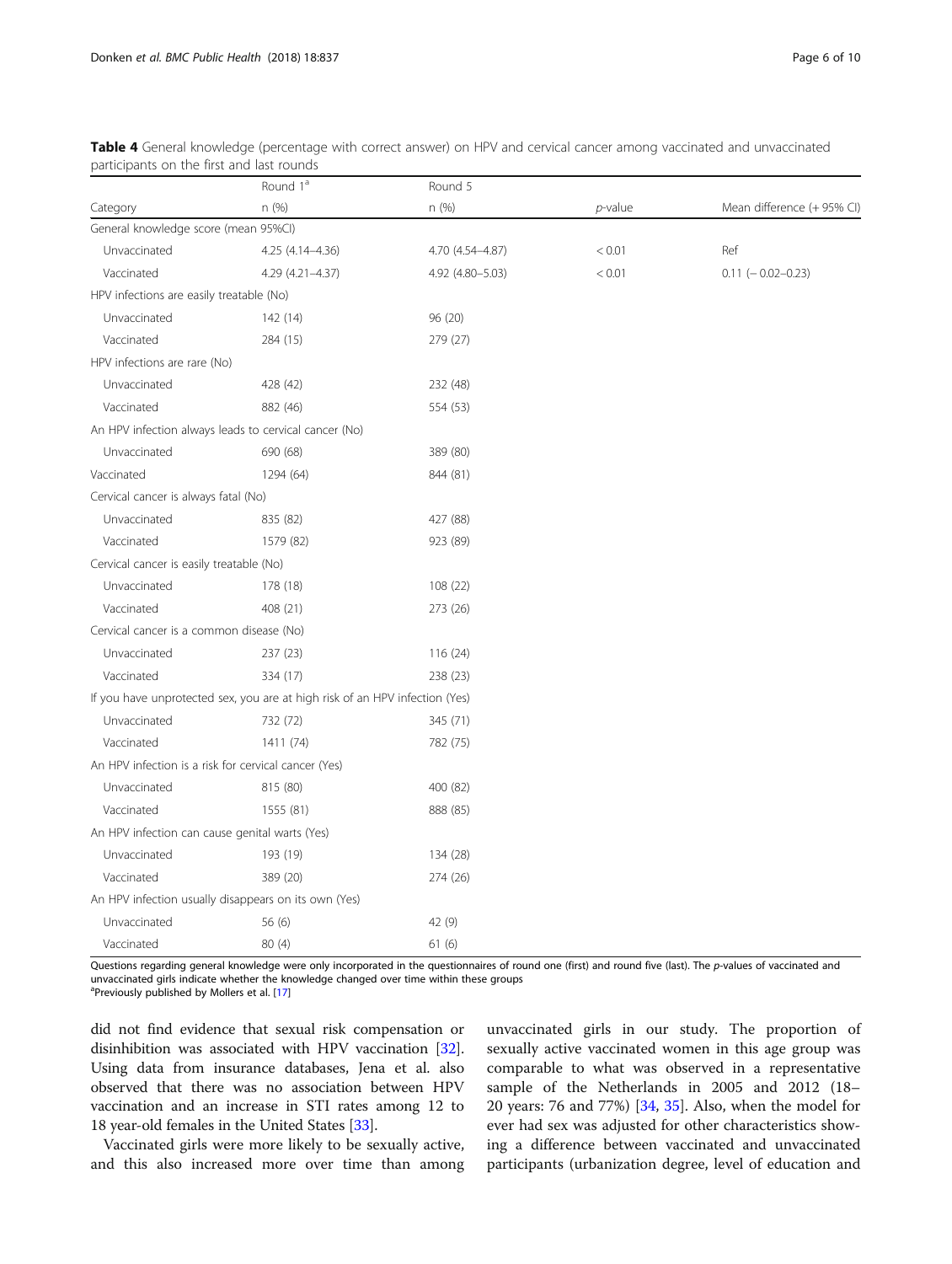**Table 4** General knowledge (percentage with correct answer) on HPV and cervical cancer among vaccinated and unvaccinated participants on the first and last rounds

| Category | Round 1[a] n (%) | Round 5 n (%) | *p*-value | Mean difference (+ 95% CI) |
|---|---|---|---|---|
| General knowledge score (mean 95%CI) | | | | |
| Unvaccinated | 4.25 (4.14–4.36) | 4.70 (4.54–4.87) | < 0.01 | Ref |
| Vaccinated | 4.29 (4.21–4.37) | 4.92 (4.80–5.03) | < 0.01 | 0.11 (− 0.02–0.23) |
| HPV infections are easily treatable (No) | | | | |
| Unvaccinated | 142 (14) | 96 (20) | | |
| Vaccinated | 284 (15) | 279 (27) | | |
| HPV infections are rare (No) | | | | |
| Unvaccinated | 428 (42) | 232 (48) | | |
| Vaccinated | 882 (46) | 554 (53) | | |
| An HPV infection always leads to cervical cancer (No) | | | | |
| Unvaccinated | 690 (68) | 389 (80) | | |
| Vaccinated | 1294 (64) | 844 (81) | | |
| Cervical cancer is always fatal (No) | | | | |
| Unvaccinated | 835 (82) | 427 (88) | | |
| Vaccinated | 1579 (82) | 923 (89) | | |
| Cervical cancer is easily treatable (No) | | | | |
| Unvaccinated | 178 (18) | 108 (22) | | |
| Vaccinated | 408 (21) | 273 (26) | | |
| Cervical cancer is a common disease (No) | | | | |
| Unvaccinated | 237 (23) | 116 (24) | | |
| Vaccinated | 334 (17) | 238 (23) | | |
| If you have unprotected sex, you are at high risk of an HPV infection (Yes) | | | | |
| Unvaccinated | 732 (72) | 345 (71) | | |
| Vaccinated | 1411 (74) | 782 (75) | | |
| An HPV infection is a risk for cervical cancer (Yes) | | | | |
| Unvaccinated | 815 (80) | 400 (82) | | |
| Vaccinated | 1555 (81) | 888 (85) | | |
| An HPV infection can cause genital warts (Yes) | | | | |
| Unvaccinated | 193 (19) | 134 (28) | | |
| Vaccinated | 389 (20) | 274 (26) | | |
| An HPV infection usually disappears on its own (Yes) | | | | |
| Unvaccinated | 56 (6) | 42 (9) | | |
| Vaccinated | 80 (4) | 61 (6) | | |

Questions regarding general knowledge were only incorporated in the questionnaires of round one (first) and round five (last). The *p*-values of vaccinated and unvaccinated girls indicate whether the knowledge changed over time within these groups
[a]Previously published by Mollers et al. [17]

did not find evidence that sexual risk compensation or disinhibition was associated with HPV vaccination [32]. Using data from insurance databases, Jena et al. also observed that there was no association between HPV vaccination and an increase in STI rates among 12 to 18 year-old females in the United States [33].

Vaccinated girls were more likely to be sexually active, and this also increased more over time than among unvaccinated girls in our study. The proportion of sexually active vaccinated women in this age group was comparable to what was observed in a representative sample of the Netherlands in 2005 and 2012 (18–20 years: 76 and 77%) [34, 35]. Also, when the model for ever had sex was adjusted for other characteristics showing a difference between vaccinated and unvaccinated participants (urbanization degree, level of education and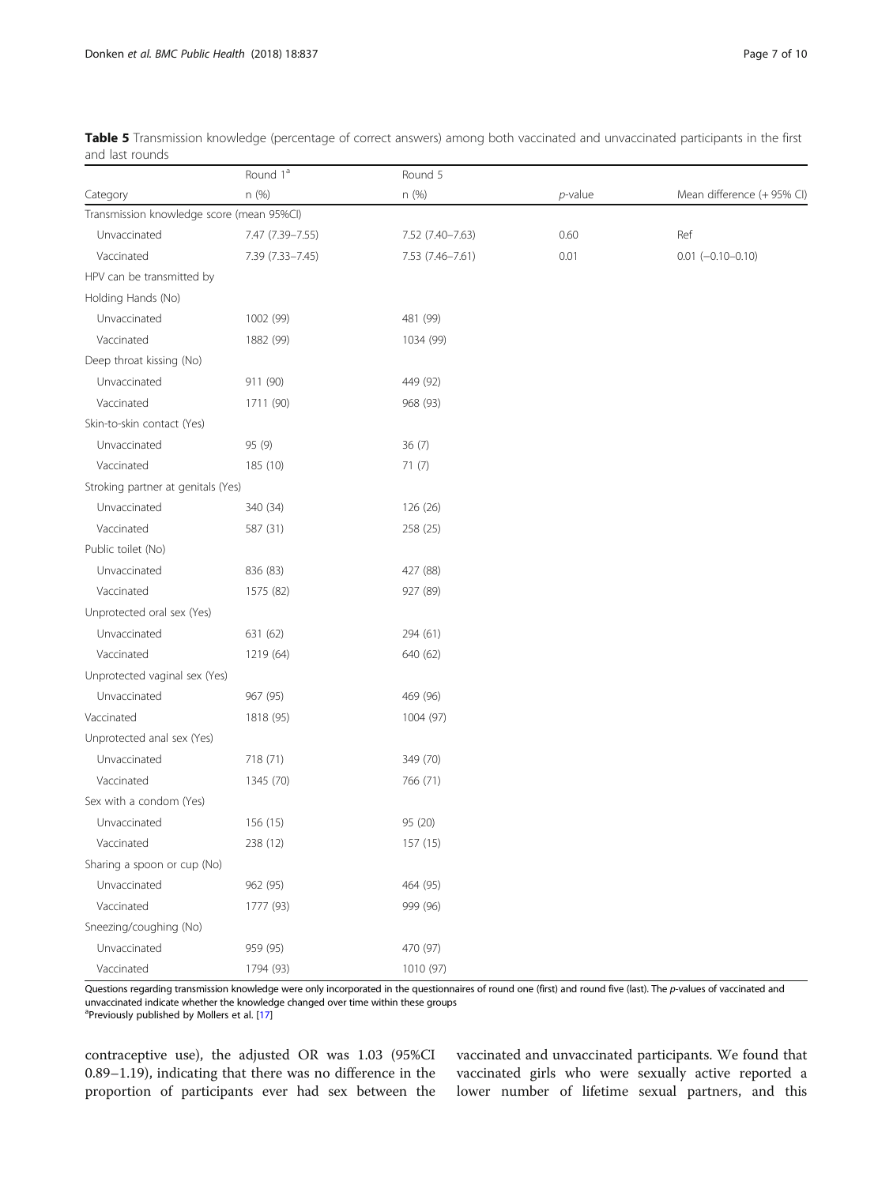**Table 5** Transmission knowledge (percentage of correct answers) among both vaccinated and unvaccinated participants in the first and last rounds

| Category | Round 1[a] n (%) | Round 5 n (%) | *p*-value | Mean difference (+ 95% CI) |
|---|---|---|---|---|
| Transmission knowledge score (mean 95%CI) | | | | |
| Unvaccinated | 7.47 (7.39–7.55) | 7.52 (7.40–7.63) | 0.60 | Ref |
| Vaccinated | 7.39 (7.33–7.45) | 7.53 (7.46–7.61) | 0.01 | 0.01 (−0.10–0.10) |
| HPV can be transmitted by | | | | |
| Holding Hands (No) | | | | |
| Unvaccinated | 1002 (99) | 481 (99) | | |
| Vaccinated | 1882 (99) | 1034 (99) | | |
| Deep throat kissing (No) | | | | |
| Unvaccinated | 911 (90) | 449 (92) | | |
| Vaccinated | 1711 (90) | 968 (93) | | |
| Skin-to-skin contact (Yes) | | | | |
| Unvaccinated | 95 (9) | 36 (7) | | |
| Vaccinated | 185 (10) | 71 (7) | | |
| Stroking partner at genitals (Yes) | | | | |
| Unvaccinated | 340 (34) | 126 (26) | | |
| Vaccinated | 587 (31) | 258 (25) | | |
| Public toilet (No) | | | | |
| Unvaccinated | 836 (83) | 427 (88) | | |
| Vaccinated | 1575 (82) | 927 (89) | | |
| Unprotected oral sex (Yes) | | | | |
| Unvaccinated | 631 (62) | 294 (61) | | |
| Vaccinated | 1219 (64) | 640 (62) | | |
| Unprotected vaginal sex (Yes) | | | | |
| Unvaccinated | 967 (95) | 469 (96) | | |
| Vaccinated | 1818 (95) | 1004 (97) | | |
| Unprotected anal sex (Yes) | | | | |
| Unvaccinated | 718 (71) | 349 (70) | | |
| Vaccinated | 1345 (70) | 766 (71) | | |
| Sex with a condom (Yes) | | | | |
| Unvaccinated | 156 (15) | 95 (20) | | |
| Vaccinated | 238 (12) | 157 (15) | | |
| Sharing a spoon or cup (No) | | | | |
| Unvaccinated | 962 (95) | 464 (95) | | |
| Vaccinated | 1777 (93) | 999 (96) | | |
| Sneezing/coughing (No) | | | | |
| Unvaccinated | 959 (95) | 470 (97) | | |
| Vaccinated | 1794 (93) | 1010 (97) | | |

Questions regarding transmission knowledge were only incorporated in the questionnaires of round one (first) and round five (last). The *p*-values of vaccinated and unvaccinated indicate whether the knowledge changed over time within these groups

[a]Previously published by Mollers et al. [17]

contraceptive use), the adjusted OR was 1.03 (95%CI 0.89–1.19), indicating that there was no difference in the proportion of participants ever had sex between the vaccinated and unvaccinated participants. We found that vaccinated girls who were sexually active reported a lower number of lifetime sexual partners, and this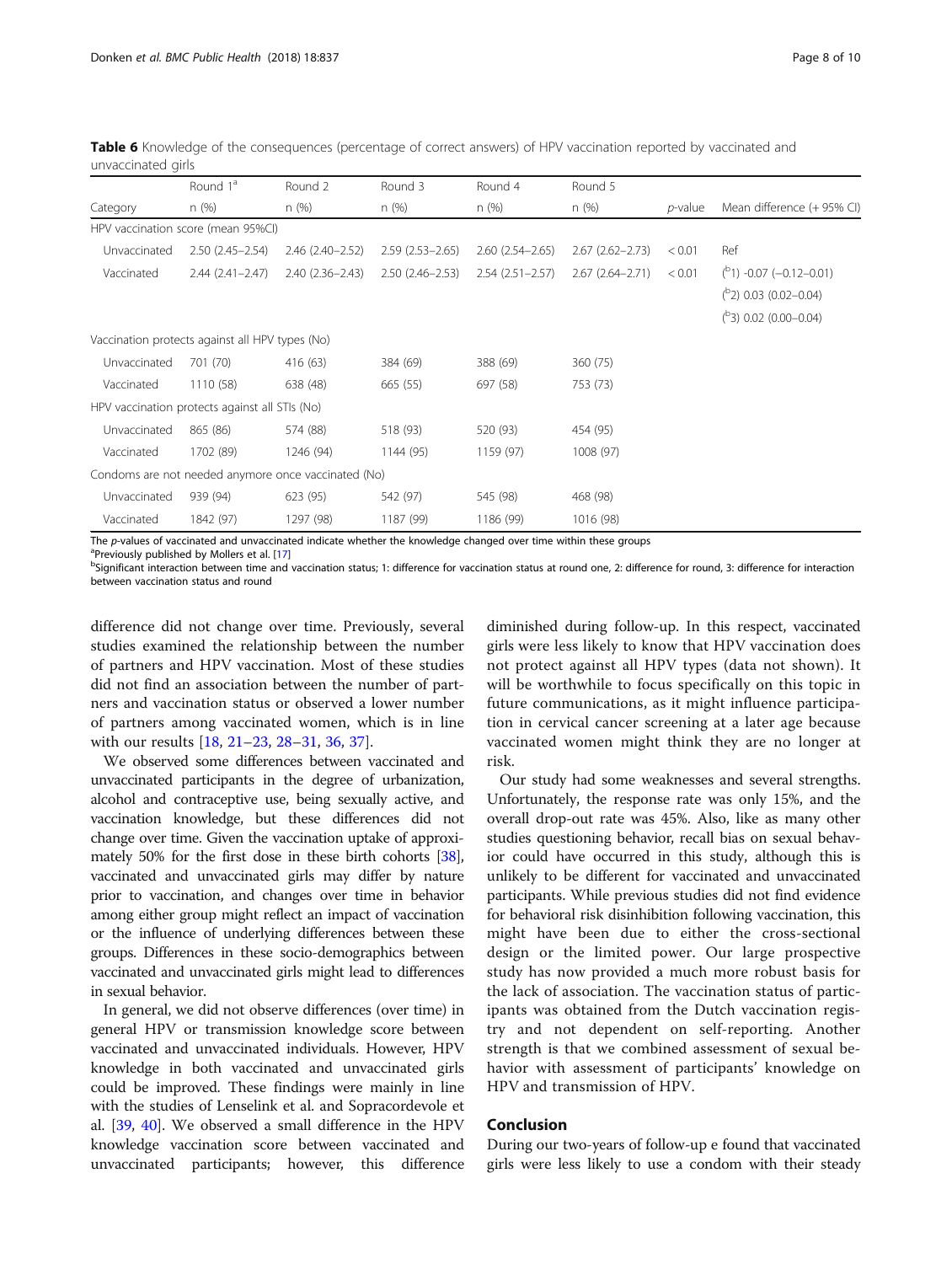**Table 6** Knowledge of the consequences (percentage of correct answers) of HPV vaccination reported by vaccinated and unvaccinated girls

| Category | Round 1[a] n (%) | Round 2 n (%) | Round 3 n (%) | Round 4 n (%) | Round 5 n (%) | *p*-value | Mean difference (+ 95% CI) |
|---|---|---|---|---|---|---|---|
| HPV vaccination score (mean 95%CI) | | | | | | | |
| Unvaccinated | 2.50 (2.45–2.54) | 2.46 (2.40–2.52) | 2.59 (2.53–2.65) | 2.60 (2.54–2.65) | 2.67 (2.62–2.73) | < 0.01 | Ref |
| Vaccinated | 2.44 (2.41–2.47) | 2.40 (2.36–2.43) | 2.50 (2.46–2.53) | 2.54 (2.51–2.57) | 2.67 (2.64–2.71) | < 0.01 | ([b]1) -0.07 (−0.12–0.01) |
| | | | | | | | ([b]2) 0.03 (0.02–0.04) |
| | | | | | | | ([b]3) 0.02 (0.00–0.04) |
| Vaccination protects against all HPV types (No) | | | | | | | |
| Unvaccinated | 701 (70) | 416 (63) | 384 (69) | 388 (69) | 360 (75) | | |
| Vaccinated | 1110 (58) | 638 (48) | 665 (55) | 697 (58) | 753 (73) | | |
| HPV vaccination protects against all STIs (No) | | | | | | | |
| Unvaccinated | 865 (86) | 574 (88) | 518 (93) | 520 (93) | 454 (95) | | |
| Vaccinated | 1702 (89) | 1246 (94) | 1144 (95) | 1159 (97) | 1008 (97) | | |
| Condoms are not needed anymore once vaccinated (No) | | | | | | | |
| Unvaccinated | 939 (94) | 623 (95) | 542 (97) | 545 (98) | 468 (98) | | |
| Vaccinated | 1842 (97) | 1297 (98) | 1187 (99) | 1186 (99) | 1016 (98) | | |

The *p*-values of vaccinated and unvaccinated indicate whether the knowledge changed over time within these groups

[a]Previously published by Mollers et al. [17]

[b]Significant interaction between time and vaccination status; 1: difference for vaccination status at round one, 2: difference for round, 3: difference for interaction between vaccination status and round

difference did not change over time. Previously, several studies examined the relationship between the number of partners and HPV vaccination. Most of these studies did not find an association between the number of partners and vaccination status or observed a lower number of partners among vaccinated women, which is in line with our results [18, 21–23, 28–31, 36, 37].

We observed some differences between vaccinated and unvaccinated participants in the degree of urbanization, alcohol and contraceptive use, being sexually active, and vaccination knowledge, but these differences did not change over time. Given the vaccination uptake of approximately 50% for the first dose in these birth cohorts [38], vaccinated and unvaccinated girls may differ by nature prior to vaccination, and changes over time in behavior among either group might reflect an impact of vaccination or the influence of underlying differences between these groups. Differences in these socio-demographics between vaccinated and unvaccinated girls might lead to differences in sexual behavior.

In general, we did not observe differences (over time) in general HPV or transmission knowledge score between vaccinated and unvaccinated individuals. However, HPV knowledge in both vaccinated and unvaccinated girls could be improved. These findings were mainly in line with the studies of Lenselink et al. and Sopracordevole et al. [39, 40]. We observed a small difference in the HPV knowledge vaccination score between vaccinated and unvaccinated participants; however, this difference diminished during follow-up. In this respect, vaccinated girls were less likely to know that HPV vaccination does not protect against all HPV types (data not shown). It will be worthwhile to focus specifically on this topic in future communications, as it might influence participation in cervical cancer screening at a later age because vaccinated women might think they are no longer at risk.

Our study had some weaknesses and several strengths. Unfortunately, the response rate was only 15%, and the overall drop-out rate was 45%. Also, like as many other studies questioning behavior, recall bias on sexual behavior could have occurred in this study, although this is unlikely to be different for vaccinated and unvaccinated participants. While previous studies did not find evidence for behavioral risk disinhibition following vaccination, this might have been due to either the cross-sectional design or the limited power. Our large prospective study has now provided a much more robust basis for the lack of association. The vaccination status of participants was obtained from the Dutch vaccination registry and not dependent on self-reporting. Another strength is that we combined assessment of sexual behavior with assessment of participants' knowledge on HPV and transmission of HPV.

## Conclusion

During our two-years of follow-up e found that vaccinated girls were less likely to use a condom with their steady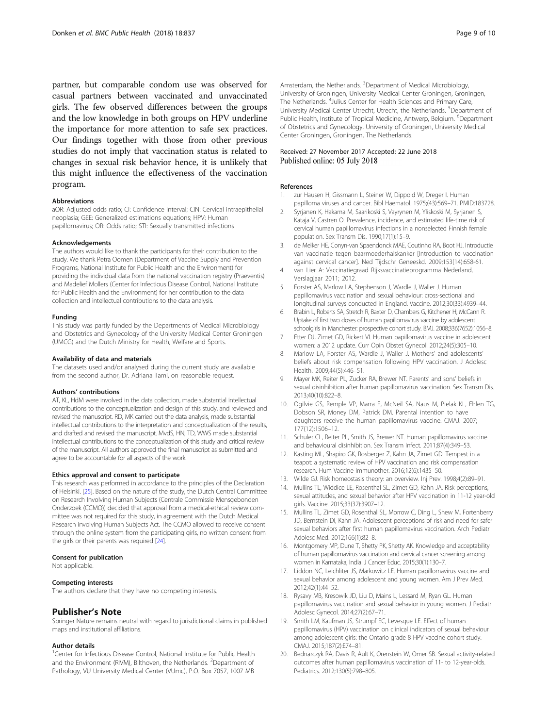partner, but comparable condom use was observed for casual partners between vaccinated and unvaccinated girls. The few observed differences between the groups and the low knowledge in both groups on HPV underline the importance for more attention to safe sex practices. Our findings together with those from other previous studies do not imply that vaccination status is related to changes in sexual risk behavior hence, it is unlikely that this might influence the effectiveness of the vaccination program.

#### Abbreviations

aOR: Adjusted odds ratio; CI: Confidence interval; CIN: Cervical intraepithelial neoplasia; GEE: Generalized estimations equations; HPV: Human papillomavirus; OR: Odds ratio; STI: Sexually transmitted infections

#### Acknowledgements

The authors would like to thank the participants for their contribution to the study. We thank Petra Oomen (Department of Vaccine Supply and Prevention Programs, National Institute for Public Health and the Environment) for providing the individual data from the national vaccination registry (Praeventis) and Madelief Mollers (Center for Infectious Disease Control, National Institute for Public Health and the Environment) for her contribution to the data collection and intellectual contributions to the data analysis.

#### Funding

This study was partly funded by the Departments of Medical Microbiology and Obstetrics and Gynecology of the University Medical Center Groningen (UMCG) and the Dutch Ministry for Health, Welfare and Sports.

#### Availability of data and materials

The datasets used and/or analysed during the current study are available from the second author, Dr. Adriana Tami, on reasonable request.

#### Authors' contributions

AT, KL, HdM were involved in the data collection, made substantial intellectual contributions to the conceptualization and design of this study, and reviewed and revised the manuscript. RD, MK carried out the data analysis, made substantial intellectual contributions to the interpretation and conceptualization of the results, and drafted and revised the manuscript. MvdS, HN, TD, WWS made substantial intellectual contributions to the conceptualization of this study and critical review of the manuscript. All authors approved the final manuscript as submitted and agree to be accountable for all aspects of the work.

#### Ethics approval and consent to participate

This research was performed in accordance to the principles of the Declaration of Helsinki. [25]. Based on the nature of the study, the Dutch Central Committee on Research Involving Human Subjects (Centrale Commissie Mensgebonden Onderzoek (CCMO)) decided that approval from a medical-ethical review committee was not required for this study, in agreement with the Dutch Medical Research involving Human Subjects Act. The CCMO allowed to receive consent through the online system from the participating girls, no written consent from the girls or their parents was required [24].

#### Consent for publication

Not applicable.

#### Competing interests

The authors declare that they have no competing interests.

## Publisher's Note

Springer Nature remains neutral with regard to jurisdictional claims in published maps and institutional affiliations.

#### Author details

[1]Center for Infectious Disease Control, National Institute for Public Health and the Environment (RIVM), Bilthoven, the Netherlands. [2]Department of Pathology, VU University Medical Center (VUmc), P.O. Box 7057, 1007 MB Amsterdam, the Netherlands. [3]Department of Medical Microbiology, University of Groningen, University Medical Center Groningen, Groningen, The Netherlands. [4]Julius Center for Health Sciences and Primary Care, University Medical Center Utrecht, Utrecht, the Netherlands. [5]Department of Public Health, Institute of Tropical Medicine, Antwerp, Belgium. [6]Department of Obstetrics and Gynecology, University of Groningen, University Medical Center Groningen, Groningen, The Netherlands.

Received: 27 November 2017 Accepted: 22 June 2018
Published online: 05 July 2018

#### References

1. zur Hausen H, Gissmann L, Steiner W, Dippold W, Dreger I. Human papilloma viruses and cancer. Bibl Haematol. 1975;(43):569–71. PMID:183728.
2. Syrjanen K, Hakama M, Saarikoski S, Vayrynen M, Yliskoski M, Syrjanen S, Kataja V, Castren O. Prevalence, incidence, and estimated life-time risk of cervical human papillomavirus infections in a nonselected Finnish female population. Sex Transm Dis. 1990;17(1):15–9.
3. de Melker HE, Conyn-van Spaendonck MAE, Coutinho RA, Boot HJ. Introductie van vaccinatie tegen baarmoederhalskanker [Introduction to vaccination against cervical cancer]. Ned Tijdschr Geneeskd. 2009;153(14):658-61.
4. van Lier A: Vaccinatiegraad Rijksvaccinatieprogramma Nederland, Verslagjaar 2011; 2012.
5. Forster AS, Marlow LA, Stephenson J, Wardle J, Waller J. Human papillomavirus vaccination and sexual behaviour: cross-sectional and longitudinal surveys conducted in England. Vaccine. 2012;30(33):4939–44.
6. Brabin L, Roberts SA, Stretch R, Baxter D, Chambers G, Kitchener H, McCann R. Uptake of first two doses of human papillomavirus vaccine by adolescent schoolgirls in Manchester: prospective cohort study. BMJ. 2008;336(7652):1056–8.
7. Etter DJ, Zimet GD, Rickert VI. Human papillomavirus vaccine in adolescent women: a 2012 update. Curr Opin Obstet Gynecol. 2012;24(5):305–10.
8. Marlow LA, Forster AS, Wardle J, Waller J. Mothers' and adolescents' beliefs about risk compensation following HPV vaccination. J Adolesc Health. 2009;44(5):446–51.
9. Mayer MK, Reiter PL, Zucker RA, Brewer NT. Parents' and sons' beliefs in sexual disinhibition after human papillomavirus vaccination. Sex Transm Dis. 2013;40(10):822–8.
10. Ogilvie GS, Remple VP, Marra F, McNeil SA, Naus M, Pielak KL, Ehlen TG, Dobson SR, Money DM, Patrick DM. Parental intention to have daughters receive the human papillomavirus vaccine. CMAJ. 2007; 177(12):1506–12.
11. Schuler CL, Reiter PL, Smith JS, Brewer NT. Human papillomavirus vaccine and behavioural disinhibition. Sex Transm Infect. 2011;87(4):349–53.
12. Kasting ML, Shapiro GK, Rosberger Z, Kahn JA, Zimet GD. Tempest in a teapot: a systematic review of HPV vaccination and risk compensation research. Hum Vaccine Immunother. 2016;12(6):1435–50.
13. Wilde GJ. Risk homeostasis theory: an overview. Inj Prev. 1998;4(2):89–91.
14. Mullins TL, Widdice LE, Rosenthal SL, Zimet GD, Kahn JA. Risk perceptions, sexual attitudes, and sexual behavior after HPV vaccination in 11-12 year-old girls. Vaccine. 2015;33(32):3907–12.
15. Mullins TL, Zimet GD, Rosenthal SL, Morrow C, Ding L, Shew M, Fortenberry JD, Bernstein DI, Kahn JA. Adolescent perceptions of risk and need for safer sexual behaviors after first human papillomavirus vaccination. Arch Pediatr Adolesc Med. 2012;166(1):82–8.
16. Montgomery MP, Dune T, Shetty PK, Shetty AK. Knowledge and acceptability of human papillomavirus vaccination and cervical cancer screening among women in Karnataka, India. J Cancer Educ. 2015;30(1):130–7.
17. Liddon NC, Leichliter JS, Markowitz LE. Human papillomavirus vaccine and sexual behavior among adolescent and young women. Am J Prev Med. 2012;42(1):44–52.
18. Rysavy MB, Kresowik JD, Liu D, Mains L, Lessard M, Ryan GL. Human papillomavirus vaccination and sexual behavior in young women. J Pediatr Adolesc Gynecol. 2014;27(2):67–71.
19. Smith LM, Kaufman JS, Strumpf EC, Levesque LE. Effect of human papillomavirus (HPV) vaccination on clinical indicators of sexual behaviour among adolescent girls: the Ontario grade 8 HPV vaccine cohort study. CMAJ. 2015;187(2):E74–81.
20. Bednarczyk RA, Davis R, Ault K, Orenstein W, Omer SB. Sexual activity-related outcomes after human papillomavirus vaccination of 11- to 12-year-olds. Pediatrics. 2012;130(5):798–805.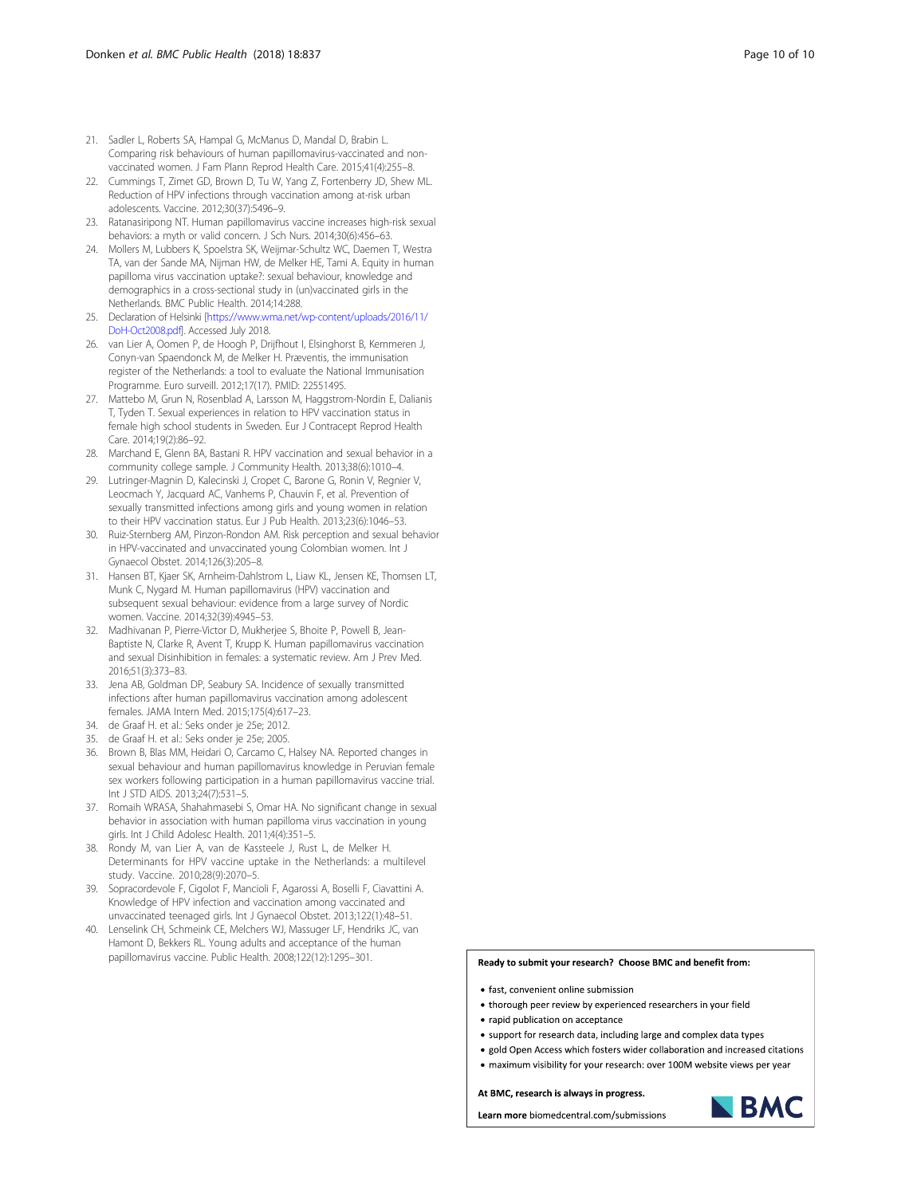21. Sadler L, Roberts SA, Hampal G, McManus D, Mandal D, Brabin L. Comparing risk behaviours of human papillomavirus-vaccinated and non-vaccinated women. J Fam Plann Reprod Health Care. 2015;41(4):255–8.
22. Cummings T, Zimet GD, Brown D, Tu W, Yang Z, Fortenberry JD, Shew ML. Reduction of HPV infections through vaccination among at-risk urban adolescents. Vaccine. 2012;30(37):5496–9.
23. Ratanasiripong NT. Human papillomavirus vaccine increases high-risk sexual behaviors: a myth or valid concern. J Sch Nurs. 2014;30(6):456–63.
24. Mollers M, Lubbers K, Spoelstra SK, Weijmar-Schultz WC, Daemen T, Westra TA, van der Sande MA, Nijman HW, de Melker HE, Tami A. Equity in human papilloma virus vaccination uptake?: sexual behaviour, knowledge and demographics in a cross-sectional study in (un)vaccinated girls in the Netherlands. BMC Public Health. 2014;14:288.
25. Declaration of Helsinki [https://www.wma.net/wp-content/uploads/2016/11/DoH-Oct2008.pdf]. Accessed July 2018.
26. van Lier A, Oomen P, de Hoogh P, Drijfhout I, Elsinghorst B, Kemmeren J, Conyn-van Spaendonck M, de Melker H. Præventis, the immunisation register of the Netherlands: a tool to evaluate the National Immunisation Programme. Euro surveill. 2012;17(17). PMID: 22551495.
27. Mattebo M, Grun N, Rosenblad A, Larsson M, Haggstrom-Nordin E, Dalianis T, Tyden T. Sexual experiences in relation to HPV vaccination status in female high school students in Sweden. Eur J Contracept Reprod Health Care. 2014;19(2):86–92.
28. Marchand E, Glenn BA, Bastani R. HPV vaccination and sexual behavior in a community college sample. J Community Health. 2013;38(6):1010–4.
29. Lutringer-Magnin D, Kalecinski J, Cropet C, Barone G, Ronin V, Regnier V, Leocmach Y, Jacquard AC, Vanhems P, Chauvin F, et al. Prevention of sexually transmitted infections among girls and young women in relation to their HPV vaccination status. Eur J Pub Health. 2013;23(6):1046–53.
30. Ruiz-Sternberg AM, Pinzon-Rondon AM. Risk perception and sexual behavior in HPV-vaccinated and unvaccinated young Colombian women. Int J Gynaecol Obstet. 2014;126(3):205–8.
31. Hansen BT, Kjaer SK, Arnheim-Dahlstrom L, Liaw KL, Jensen KE, Thomsen LT, Munk C, Nygard M. Human papillomavirus (HPV) vaccination and subsequent sexual behaviour: evidence from a large survey of Nordic women. Vaccine. 2014;32(39):4945–53.
32. Madhivanan P, Pierre-Victor D, Mukherjee S, Bhoite P, Powell B, Jean-Baptiste N, Clarke R, Avent T, Krupp K. Human papillomavirus vaccination and sexual Disinhibition in females: a systematic review. Am J Prev Med. 2016;51(3):373–83.
33. Jena AB, Goldman DP, Seabury SA. Incidence of sexually transmitted infections after human papillomavirus vaccination among adolescent females. JAMA Intern Med. 2015;175(4):617–23.
34. de Graaf H. et al.: Seks onder je 25e; 2012.
35. de Graaf H. et al.: Seks onder je 25e; 2005.
36. Brown B, Blas MM, Heidari O, Carcamo C, Halsey NA. Reported changes in sexual behaviour and human papillomavirus knowledge in Peruvian female sex workers following participation in a human papillomavirus vaccine trial. Int J STD AIDS. 2013;24(7):531–5.
37. Romaih WRASA, Shahahmasebi S, Omar HA. No significant change in sexual behavior in association with human papilloma virus vaccination in young girls. Int J Child Adolesc Health. 2011;4(4):351–5.
38. Rondy M, van Lier A, van de Kassteele J, Rust L, de Melker H. Determinants for HPV vaccine uptake in the Netherlands: a multilevel study. Vaccine. 2010;28(9):2070–5.
39. Sopracordevole F, Cigolot F, Mancioli F, Agarossi A, Boselli F, Ciavattini A. Knowledge of HPV infection and vaccination among vaccinated and unvaccinated teenaged girls. Int J Gynaecol Obstet. 2013;122(1):48–51.
40. Lenselink CH, Schmeink CE, Melchers WJ, Massuger LF, Hendriks JC, van Hamont D, Bekkers RL. Young adults and acceptance of the human papillomavirus vaccine. Public Health. 2008;122(12):1295–301.